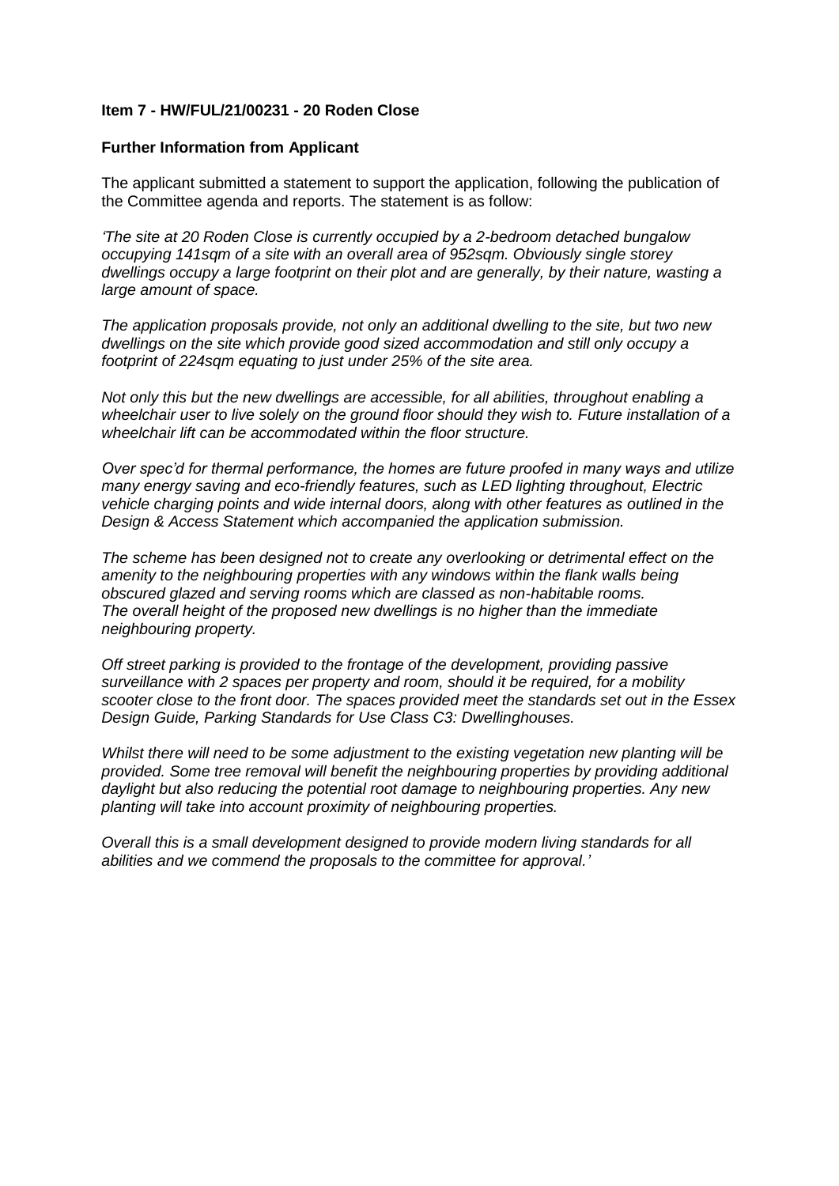**Item 7 - HW/FUL/21/00231 - 20 Roden Close**

**Further Information from Applicant**

The applicant submitted a statement to support the application, following the publication of the Committee agenda and reports. The statement is as follow:

*'The site at 20 Roden Close is currently occupied by a 2-bedroom detached bungalow occupying 141sqm of a site with an overall area of 952sqm. Obviously single storey dwellings occupy a large footprint on their plot and are generally, by their nature, wasting a large amount of space.*

*The application proposals provide, not only an additional dwelling to the site, but two new dwellings on the site which provide good sized accommodation and still only occupy a footprint of 224sqm equating to just under 25% of the site area.*

*Not only this but the new dwellings are accessible, for all abilities, throughout enabling a wheelchair user to live solely on the ground floor should they wish to. Future installation of a wheelchair lift can be accommodated within the floor structure.*

*Over spec'd for thermal performance, the homes are future proofed in many ways and utilize many energy saving and eco-friendly features, such as LED lighting throughout, Electric vehicle charging points and wide internal doors, along with other features as outlined in the Design & Access Statement which accompanied the application submission.*

*The scheme has been designed not to create any overlooking or detrimental effect on the amenity to the neighbouring properties with any windows within the flank walls being obscured glazed and serving rooms which are classed as non-habitable rooms. The overall height of the proposed new dwellings is no higher than the immediate neighbouring property.*

*Off street parking is provided to the frontage of the development, providing passive surveillance with 2 spaces per property and room, should it be required, for a mobility scooter close to the front door. The spaces provided meet the standards set out in the Essex Design Guide, Parking Standards for Use Class C3: Dwellinghouses.*

*Whilst there will need to be some adjustment to the existing vegetation new planting will be provided. Some tree removal will benefit the neighbouring properties by providing additional daylight but also reducing the potential root damage to neighbouring properties. Any new planting will take into account proximity of neighbouring properties.*

*Overall this is a small development designed to provide modern living standards for all abilities and we commend the proposals to the committee for approval.'*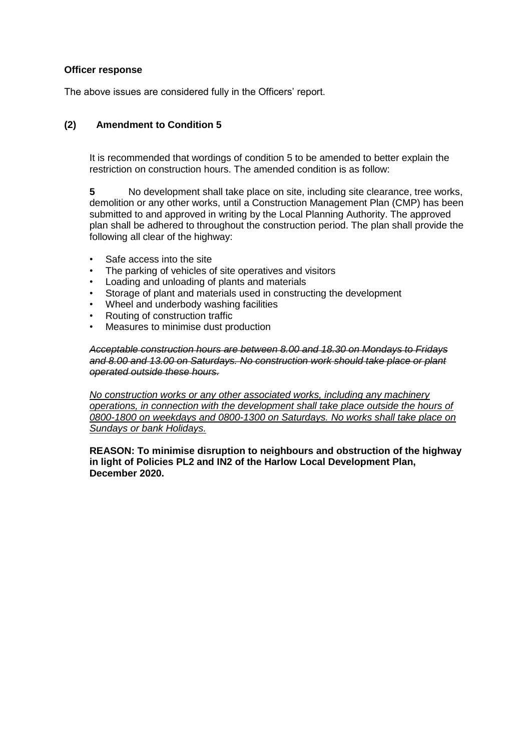**Officer response**

The above issues are considered fully in the Officers' report.

## (2) Amendment to Condition 5

It is recommended that wordings of condition 5 to be amended to better explain the restriction on construction hours. The amended condition is as follow:

**5** No development shall take place on site, including site clearance, tree works, demolition or any other works, until a Construction Management Plan (CMP) has been submitted to and approved in writing by the Local Planning Authority. The approved plan shall be adhered to throughout the construction period. The plan shall provide the following all clear of the highway:

- Safe access into the site
- The parking of vehicles of site operatives and visitors
- Loading and unloading of plants and materials
- Storage of plant and materials used in constructing the development
- Wheel and underbody washing facilities
- Routing of construction traffic
- Measures to minimise dust production

~~*Acceptable construction hours are between 8.00 and 18.30 on Mondays to Fridays and 8.00 and 13.00 on Saturdays. No construction work should take place or plant operated outside these hours.*~~

<u>*No construction works or any other associated works, including any machinery operations, in connection with the development shall take place outside the hours of 0800-1800 on weekdays and 0800-1300 on Saturdays. No works shall take place on Sundays or bank Holidays.*</u>

**REASON: To minimise disruption to neighbours and obstruction of the highway in light of Policies PL2 and IN2 of the Harlow Local Development Plan, December 2020.**